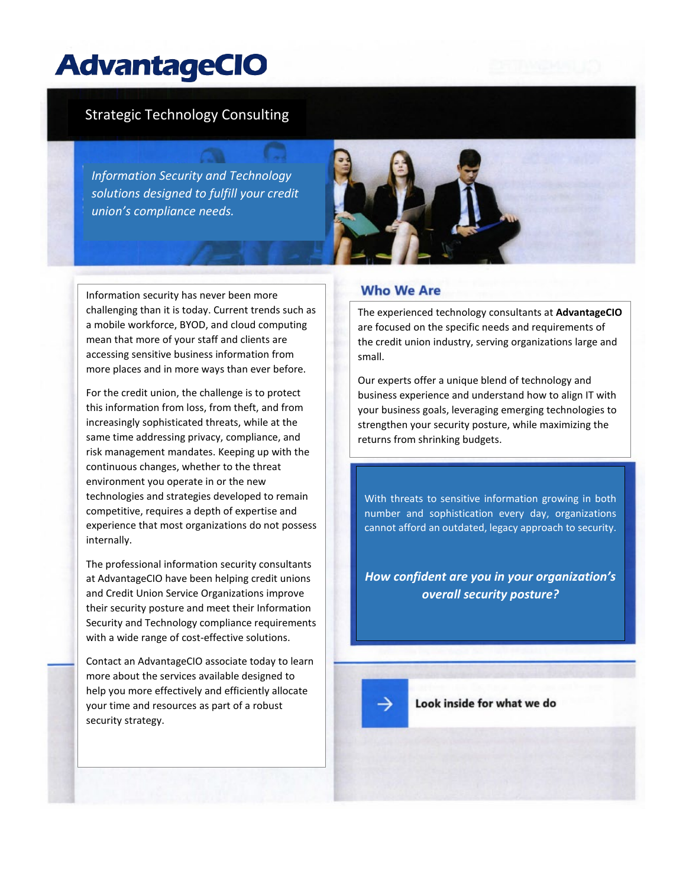# AdvantageCIO

## Strategic Technology Consulting

*Information Security and Technology solutions designed to fulfill your credit union's compliance needs.*

Information security has never been more challenging than it is today. Current trends such as a mobile workforce, BYOD, and cloud computing mean that more of your staff and clients are accessing sensitive business information from more places and in more ways than ever before.

For the credit union, the challenge is to protect this information from loss, from theft, and from increasingly sophisticated threats, while at the same time addressing privacy, compliance, and risk management mandates. Keeping up with the continuous changes, whether to the threat environment you operate in or the new technologies and strategies developed to remain competitive, requires a depth of expertise and experience that most organizations do not possess internally.

The professional information security consultants at AdvantageCIO have been helping credit unions and Credit Union Service Organizations improve their security posture and meet their Information Security and Technology compliance requirements with a wide range of cost-effective solutions.

Contact an AdvantageCIO associate today to learn more about the services available designed to help you more effectively and efficiently allocate your time and resources as part of a robust security strategy.

## Who We Are

The experienced technology consultants at **AdvantageCIO** are focused on the specific needs and requirements of the credit union industry, serving organizations large and small.

Our experts offer a unique blend of technology and business experience and understand how to align IT with your business goals, leveraging emerging technologies to strengthen your security posture, while maximizing the returns from shrinking budgets.

With threats to sensitive information growing in both number and sophistication every day, organizations cannot afford an outdated, legacy approach to security.

***How confident are you in your organization's overall security posture?***

→ **Look inside for what we do**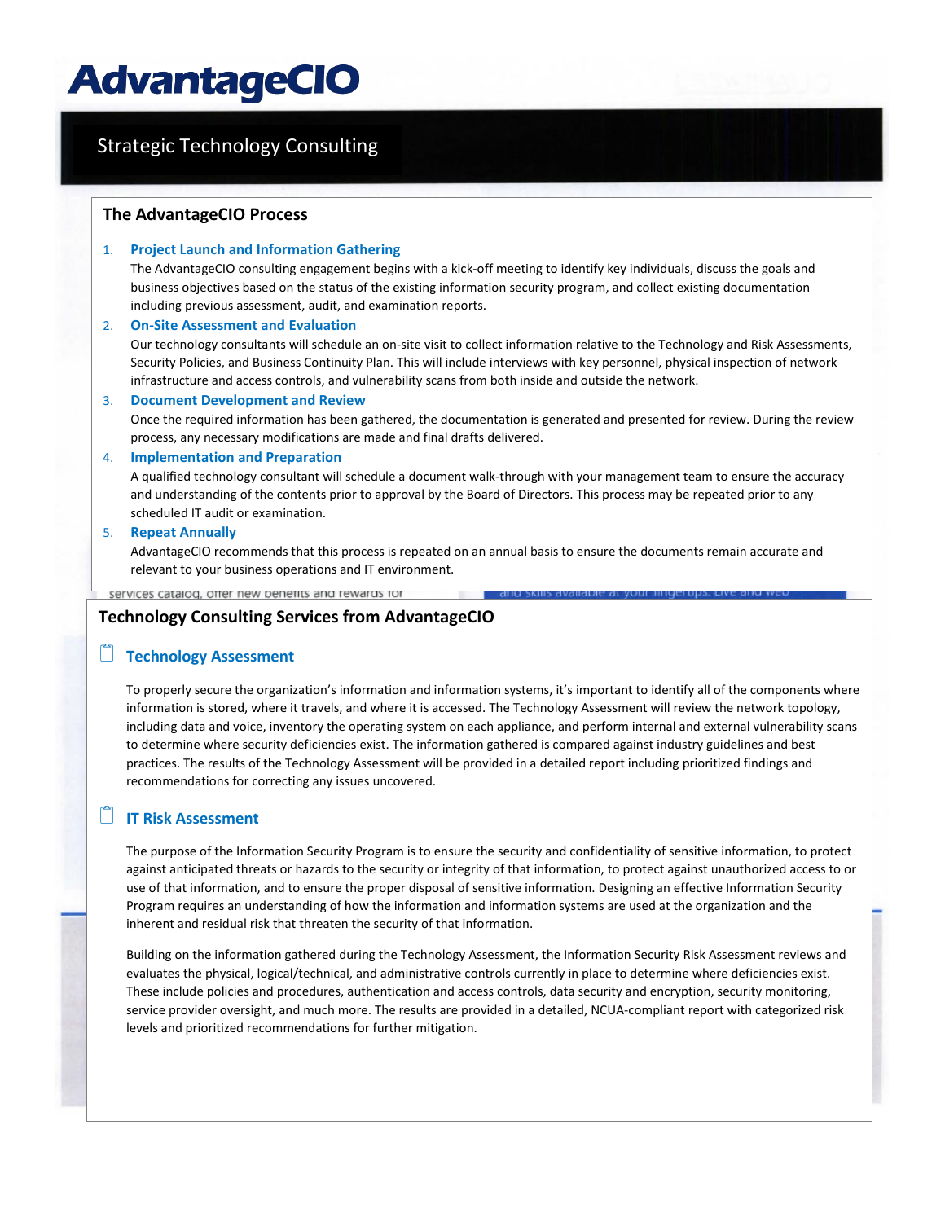# AdvantageCIO

## Strategic Technology Consulting

### The AdvantageCIO Process

1. **Project Launch and Information Gathering**
   The AdvantageCIO consulting engagement begins with a kick-off meeting to identify key individuals, discuss the goals and business objectives based on the status of the existing information security program, and collect existing documentation including previous assessment, audit, and examination reports.
2. **On-Site Assessment and Evaluation**
   Our technology consultants will schedule an on-site visit to collect information relative to the Technology and Risk Assessments, Security Policies, and Business Continuity Plan. This will include interviews with key personnel, physical inspection of network infrastructure and access controls, and vulnerability scans from both inside and outside the network.
3. **Document Development and Review**
   Once the required information has been gathered, the documentation is generated and presented for review. During the review process, any necessary modifications are made and final drafts delivered.
4. **Implementation and Preparation**
   A qualified technology consultant will schedule a document walk-through with your management team to ensure the accuracy and understanding of the contents prior to approval by the Board of Directors. This process may be repeated prior to any scheduled IT audit or examination.
5. **Repeat Annually**
   AdvantageCIO recommends that this process is repeated on an annual basis to ensure the documents remain accurate and relevant to your business operations and IT environment.

### Technology Consulting Services from AdvantageCIO

#### Technology Assessment

To properly secure the organization's information and information systems, it's important to identify all of the components where information is stored, where it travels, and where it is accessed. The Technology Assessment will review the network topology, including data and voice, inventory the operating system on each appliance, and perform internal and external vulnerability scans to determine where security deficiencies exist. The information gathered is compared against industry guidelines and best practices. The results of the Technology Assessment will be provided in a detailed report including prioritized findings and recommendations for correcting any issues uncovered.

#### IT Risk Assessment

The purpose of the Information Security Program is to ensure the security and confidentiality of sensitive information, to protect against anticipated threats or hazards to the security or integrity of that information, to protect against unauthorized access to or use of that information, and to ensure the proper disposal of sensitive information. Designing an effective Information Security Program requires an understanding of how the information and information systems are used at the organization and the inherent and residual risk that threaten the security of that information.

Building on the information gathered during the Technology Assessment, the Information Security Risk Assessment reviews and evaluates the physical, logical/technical, and administrative controls currently in place to determine where deficiencies exist. These include policies and procedures, authentication and access controls, data security and encryption, security monitoring, service provider oversight, and much more. The results are provided in a detailed, NCUA-compliant report with categorized risk levels and prioritized recommendations for further mitigation.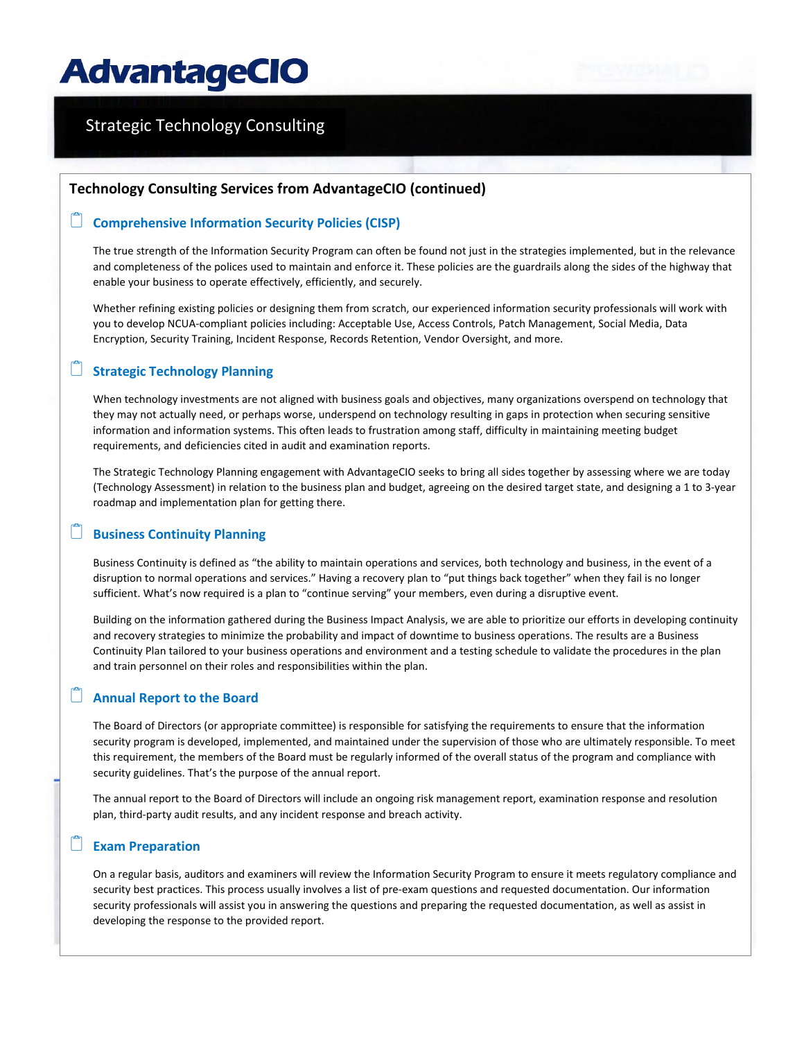# AdvantageCIO

## Strategic Technology Consulting

### Technology Consulting Services from AdvantageCIO (continued)

#### Comprehensive Information Security Policies (CISP)

The true strength of the Information Security Program can often be found not just in the strategies implemented, but in the relevance and completeness of the polices used to maintain and enforce it. These policies are the guardrails along the sides of the highway that enable your business to operate effectively, efficiently, and securely.

Whether refining existing policies or designing them from scratch, our experienced information security professionals will work with you to develop NCUA-compliant policies including: Acceptable Use, Access Controls, Patch Management, Social Media, Data Encryption, Security Training, Incident Response, Records Retention, Vendor Oversight, and more.

#### Strategic Technology Planning

When technology investments are not aligned with business goals and objectives, many organizations overspend on technology that they may not actually need, or perhaps worse, underspend on technology resulting in gaps in protection when securing sensitive information and information systems. This often leads to frustration among staff, difficulty in maintaining meeting budget requirements, and deficiencies cited in audit and examination reports.

The Strategic Technology Planning engagement with AdvantageCIO seeks to bring all sides together by assessing where we are today (Technology Assessment) in relation to the business plan and budget, agreeing on the desired target state, and designing a 1 to 3-year roadmap and implementation plan for getting there.

#### Business Continuity Planning

Business Continuity is defined as "the ability to maintain operations and services, both technology and business, in the event of a disruption to normal operations and services." Having a recovery plan to "put things back together" when they fail is no longer sufficient. What's now required is a plan to "continue serving" your members, even during a disruptive event.

Building on the information gathered during the Business Impact Analysis, we are able to prioritize our efforts in developing continuity and recovery strategies to minimize the probability and impact of downtime to business operations. The results are a Business Continuity Plan tailored to your business operations and environment and a testing schedule to validate the procedures in the plan and train personnel on their roles and responsibilities within the plan.

#### Annual Report to the Board

The Board of Directors (or appropriate committee) is responsible for satisfying the requirements to ensure that the information security program is developed, implemented, and maintained under the supervision of those who are ultimately responsible. To meet this requirement, the members of the Board must be regularly informed of the overall status of the program and compliance with security guidelines. That's the purpose of the annual report.

The annual report to the Board of Directors will include an ongoing risk management report, examination response and resolution plan, third-party audit results, and any incident response and breach activity.

#### Exam Preparation

On a regular basis, auditors and examiners will review the Information Security Program to ensure it meets regulatory compliance and security best practices. This process usually involves a list of pre-exam questions and requested documentation. Our information security professionals will assist you in answering the questions and preparing the requested documentation, as well as assist in developing the response to the provided report.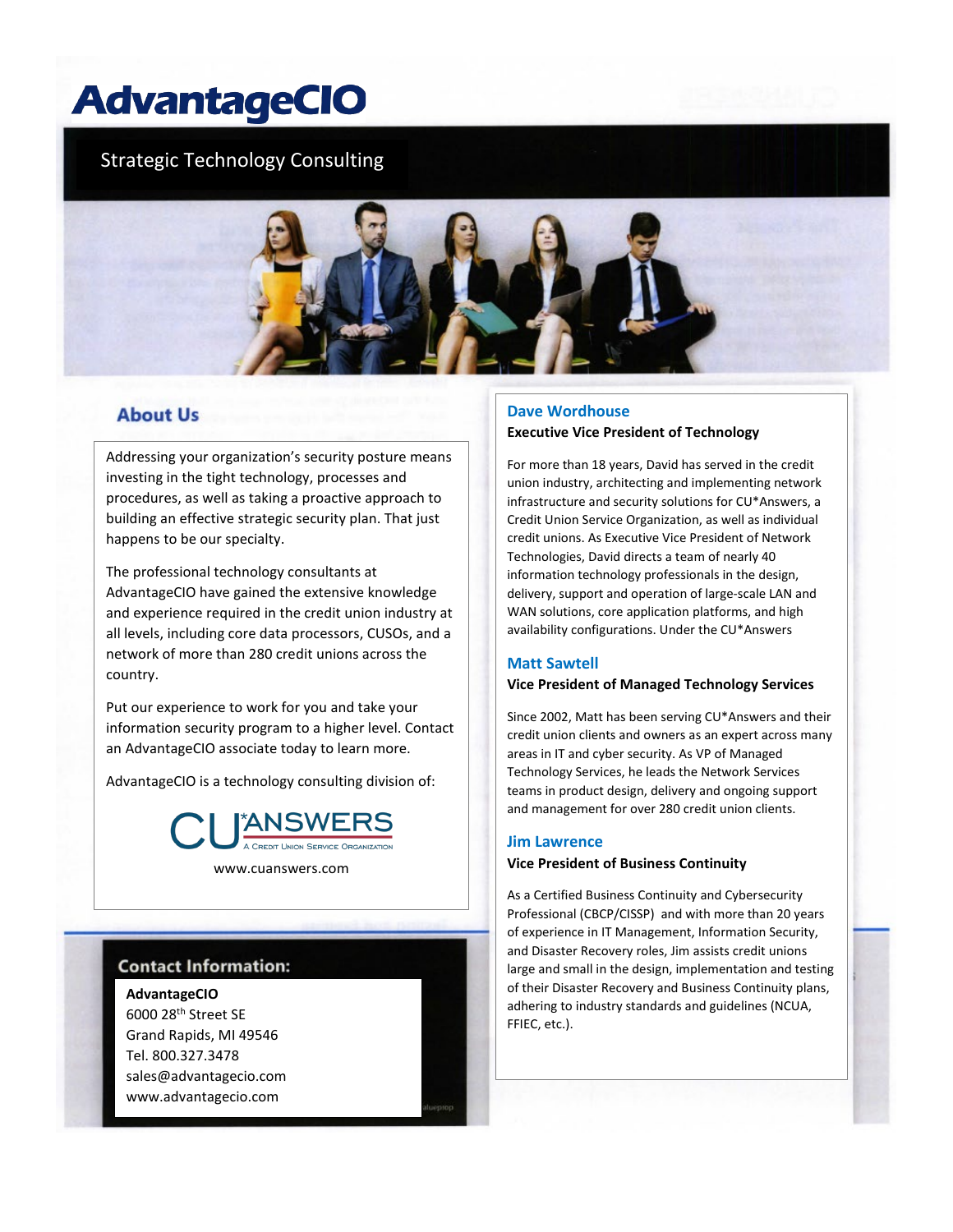# AdvantageCIO

Strategic Technology Consulting

## About Us

Addressing your organization's security posture means investing in the tight technology, processes and procedures, as well as taking a proactive approach to building an effective strategic security plan. That just happens to be our specialty.

The professional technology consultants at AdvantageCIO have gained the extensive knowledge and experience required in the credit union industry at all levels, including core data processors, CUSOs, and a network of more than 280 credit unions across the country.

Put our experience to work for you and take your information security program to a higher level. Contact an AdvantageCIO associate today to learn more.

AdvantageCIO is a technology consulting division of:

CU*ANSWERS
A Credit Union Service Organization

www.cuanswers.com

### Contact Information:

**AdvantageCIO**
6000 28th Street SE
Grand Rapids, MI 49546
Tel. 800.327.3478
sales@advantagecio.com
www.advantagecio.com

### Dave Wordhouse

**Executive Vice President of Technology**

For more than 18 years, David has served in the credit union industry, architecting and implementing network infrastructure and security solutions for CU*Answers, a Credit Union Service Organization, as well as individual credit unions. As Executive Vice President of Network Technologies, David directs a team of nearly 40 information technology professionals in the design, delivery, support and operation of large-scale LAN and WAN solutions, core application platforms, and high availability configurations. Under the CU*Answers

### Matt Sawtell

**Vice President of Managed Technology Services**

Since 2002, Matt has been serving CU*Answers and their credit union clients and owners as an expert across many areas in IT and cyber security. As VP of Managed Technology Services, he leads the Network Services teams in product design, delivery and ongoing support and management for over 280 credit union clients.

### Jim Lawrence

**Vice President of Business Continuity**

As a Certified Business Continuity and Cybersecurity Professional (CBCP/CISSP) and with more than 20 years of experience in IT Management, Information Security, and Disaster Recovery roles, Jim assists credit unions large and small in the design, implementation and testing of their Disaster Recovery and Business Continuity plans, adhering to industry standards and guidelines (NCUA, FFIEC, etc.).